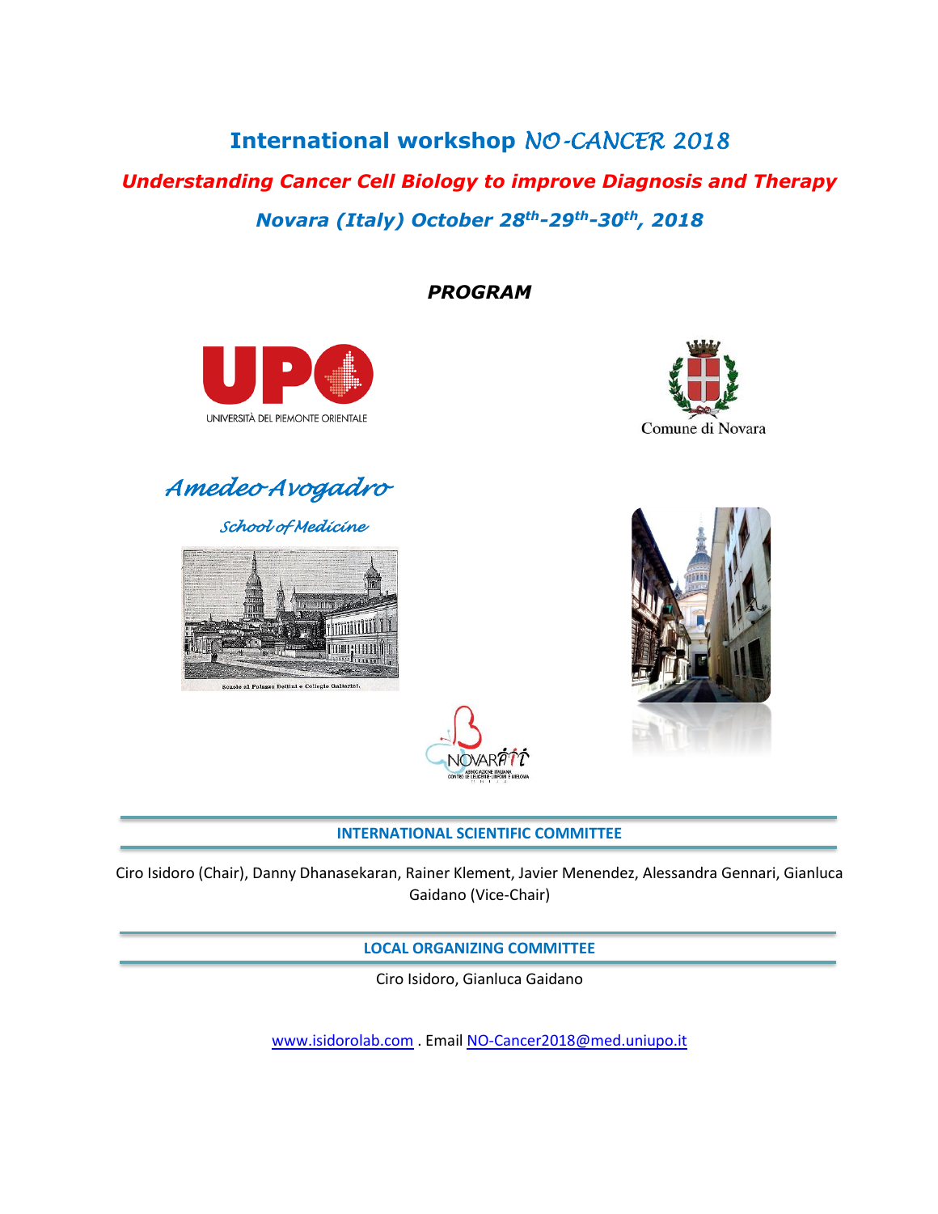# International workshop *NO-CANCER 2018*

## *Understanding Cancer Cell Biology to improve Diagnosis and Therapy*

### *Novara (Italy) October 28th-29th-30th, 2018*

***PROGRAM***

UNIVERSITÀ DEL PIEMONTE ORIENTALE

Comune di Novara

*Amedeo Avogadro*

*School of Medicine*

**INTERNATIONAL SCIENTIFIC COMMITTEE**

Ciro Isidoro (Chair), Danny Dhanasekaran, Rainer Klement, Javier Menendez, Alessandra Gennari, Gianluca Gaidano (Vice-Chair)

**LOCAL ORGANIZING COMMITTEE**

Ciro Isidoro, Gianluca Gaidano

www.isidorolab.com . Email NO-Cancer2018@med.uniupo.it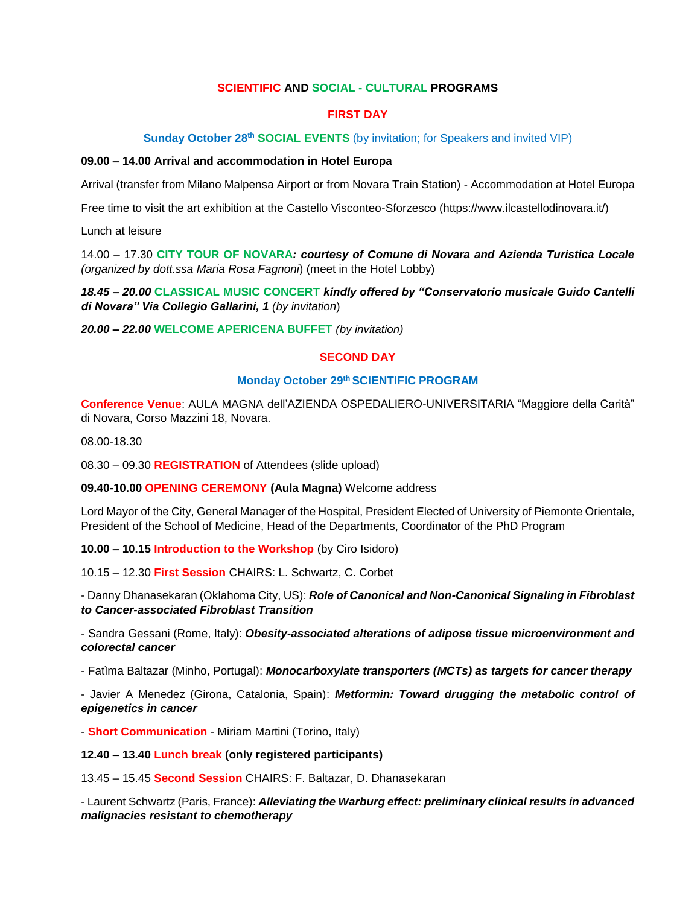**SCIENTIFIC AND SOCIAL - CULTURAL PROGRAMS**

**FIRST DAY**

**Sunday October 28th SOCIAL EVENTS** (by invitation; for Speakers and invited VIP)

**09.00 – 14.00 Arrival and accommodation in Hotel Europa**

Arrival (transfer from Milano Malpensa Airport or from Novara Train Station) - Accommodation at Hotel Europa

Free time to visit the art exhibition at the Castello Visconteo-Sforzesco (https://www.ilcastellodinovara.it/)

Lunch at leisure

14.00 – 17.30 **CITY TOUR OF NOVARA*****: courtesy of Comune di Novara and Azienda Turistica Locale*** *(organized by dott.ssa Maria Rosa Fagnoni*) (meet in the Hotel Lobby)

***18.45 – 20.00*** **CLASSICAL MUSIC CONCERT** ***kindly offered by "Conservatorio musicale Guido Cantelli di Novara" Via Collegio Gallarini, 1*** *(by invitation*)

***20.00 – 22.00*** **WELCOME APERICENA BUFFET** *(by invitation)*

**SECOND DAY**

**Monday October 29th SCIENTIFIC PROGRAM**

**Conference Venue**: AULA MAGNA dell'AZIENDA OSPEDALIERO-UNIVERSITARIA "Maggiore della Carità" di Novara, Corso Mazzini 18, Novara.

08.00-18.30

08.30 – 09.30 **REGISTRATION** of Attendees (slide upload)

**09.40-10.00 OPENING CEREMONY (Aula Magna)** Welcome address

Lord Mayor of the City, General Manager of the Hospital, President Elected of University of Piemonte Orientale, President of the School of Medicine, Head of the Departments, Coordinator of the PhD Program

**10.00 – 10.15 Introduction to the Workshop** (by Ciro Isidoro)

10.15 – 12.30 **First Session** CHAIRS: L. Schwartz, C. Corbet

- Danny Dhanasekaran (Oklahoma City, US): ***Role of Canonical and Non-Canonical Signaling in Fibroblast to Cancer-associated Fibroblast Transition***

- Sandra Gessani (Rome, Italy): ***Obesity-associated alterations of adipose tissue microenvironment and colorectal cancer***

- Fatìma Baltazar (Minho, Portugal): ***Monocarboxylate transporters (MCTs) as targets for cancer therapy***

- Javier A Menedez (Girona, Catalonia, Spain): ***Metformin: Toward drugging the metabolic control of epigenetics in cancer***

- **Short Communication** - Miriam Martini (Torino, Italy)

**12.40 – 13.40 Lunch break (only registered participants)**

13.45 – 15.45 **Second Session** CHAIRS: F. Baltazar, D. Dhanasekaran

- Laurent Schwartz (Paris, France): ***Alleviating the Warburg effect: preliminary clinical results in advanced malignacies resistant to chemotherapy***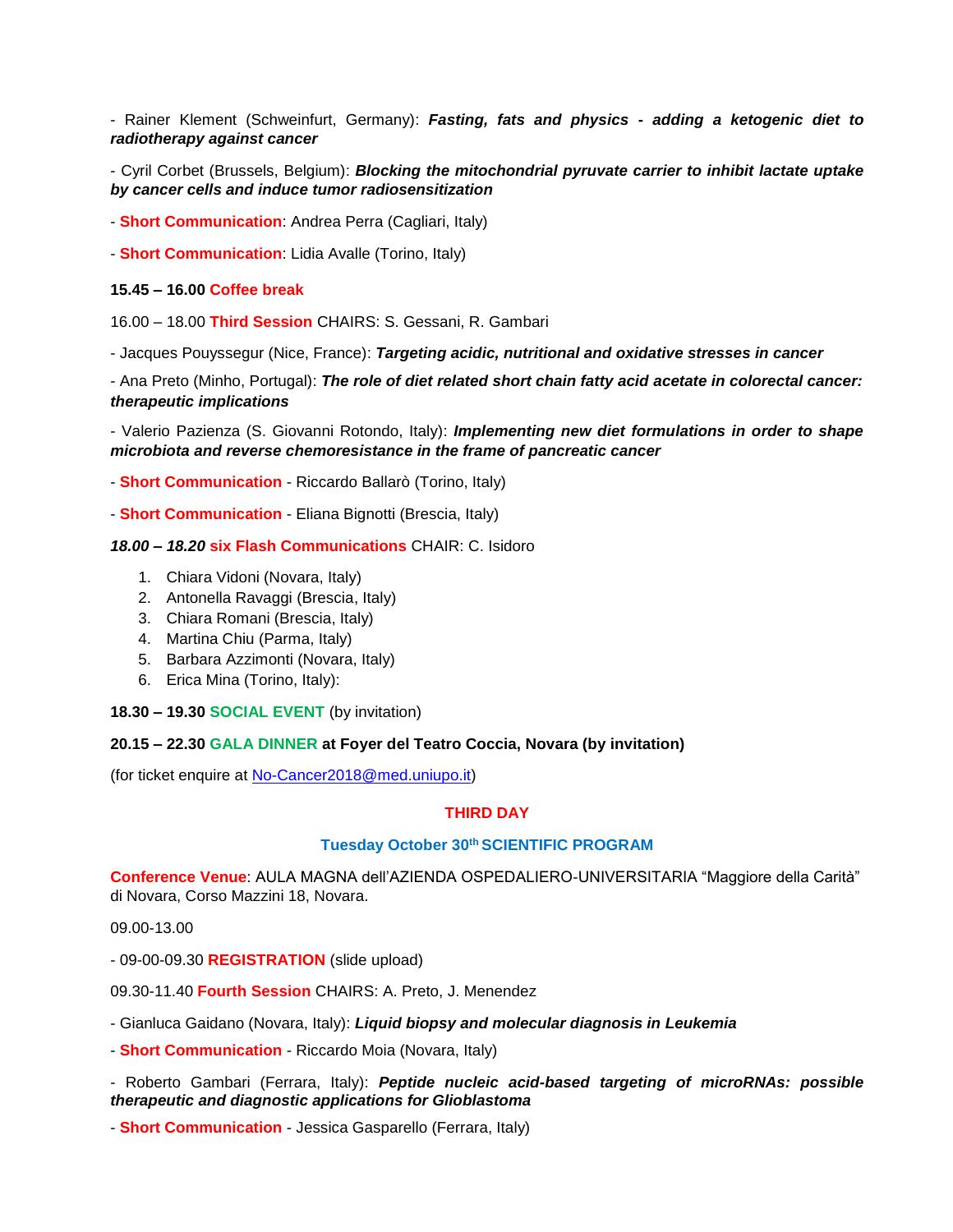- Rainer Klement (Schweinfurt, Germany): ***Fasting, fats and physics - adding a ketogenic diet to radiotherapy against cancer***

- Cyril Corbet (Brussels, Belgium): ***Blocking the mitochondrial pyruvate carrier to inhibit lactate uptake by cancer cells and induce tumor radiosensitization***

- **Short Communication**: Andrea Perra (Cagliari, Italy)

- **Short Communication**: Lidia Avalle (Torino, Italy)

**15.45 – 16.00 Coffee break**

16.00 – 18.00 **Third Session** CHAIRS: S. Gessani, R. Gambari

- Jacques Pouyssegur (Nice, France): ***Targeting acidic, nutritional and oxidative stresses in cancer***

- Ana Preto (Minho, Portugal): ***The role of diet related short chain fatty acid acetate in colorectal cancer: therapeutic implications***

- Valerio Pazienza (S. Giovanni Rotondo, Italy): ***Implementing new diet formulations in order to shape microbiota and reverse chemoresistance in the frame of pancreatic cancer***

- **Short Communication** - Riccardo Ballarò (Torino, Italy)

- **Short Communication** - Eliana Bignotti (Brescia, Italy)

***18.00 – 18.20*** **six Flash Communications** CHAIR: C. Isidoro

1. Chiara Vidoni (Novara, Italy)
2. Antonella Ravaggi (Brescia, Italy)
3. Chiara Romani (Brescia, Italy)
4. Martina Chiu (Parma, Italy)
5. Barbara Azzimonti (Novara, Italy)
6. Erica Mina (Torino, Italy):

**18.30 – 19.30 SOCIAL EVENT** (by invitation)

**20.15 – 22.30 GALA DINNER at Foyer del Teatro Coccia, Novara (by invitation)**

(for ticket enquire at No-Cancer2018@med.uniupo.it)

## THIRD DAY

### Tuesday October 30th SCIENTIFIC PROGRAM

**Conference Venue**: AULA MAGNA dell'AZIENDA OSPEDALIERO-UNIVERSITARIA "Maggiore della Carità" di Novara, Corso Mazzini 18, Novara.

09.00-13.00

- 09-00-09.30 **REGISTRATION** (slide upload)

09.30-11.40 **Fourth Session** CHAIRS: A. Preto, J. Menendez

- Gianluca Gaidano (Novara, Italy): ***Liquid biopsy and molecular diagnosis in Leukemia***

- **Short Communication** - Riccardo Moia (Novara, Italy)

- Roberto Gambari (Ferrara, Italy): ***Peptide nucleic acid-based targeting of microRNAs: possible therapeutic and diagnostic applications for Glioblastoma***

- **Short Communication** - Jessica Gasparello (Ferrara, Italy)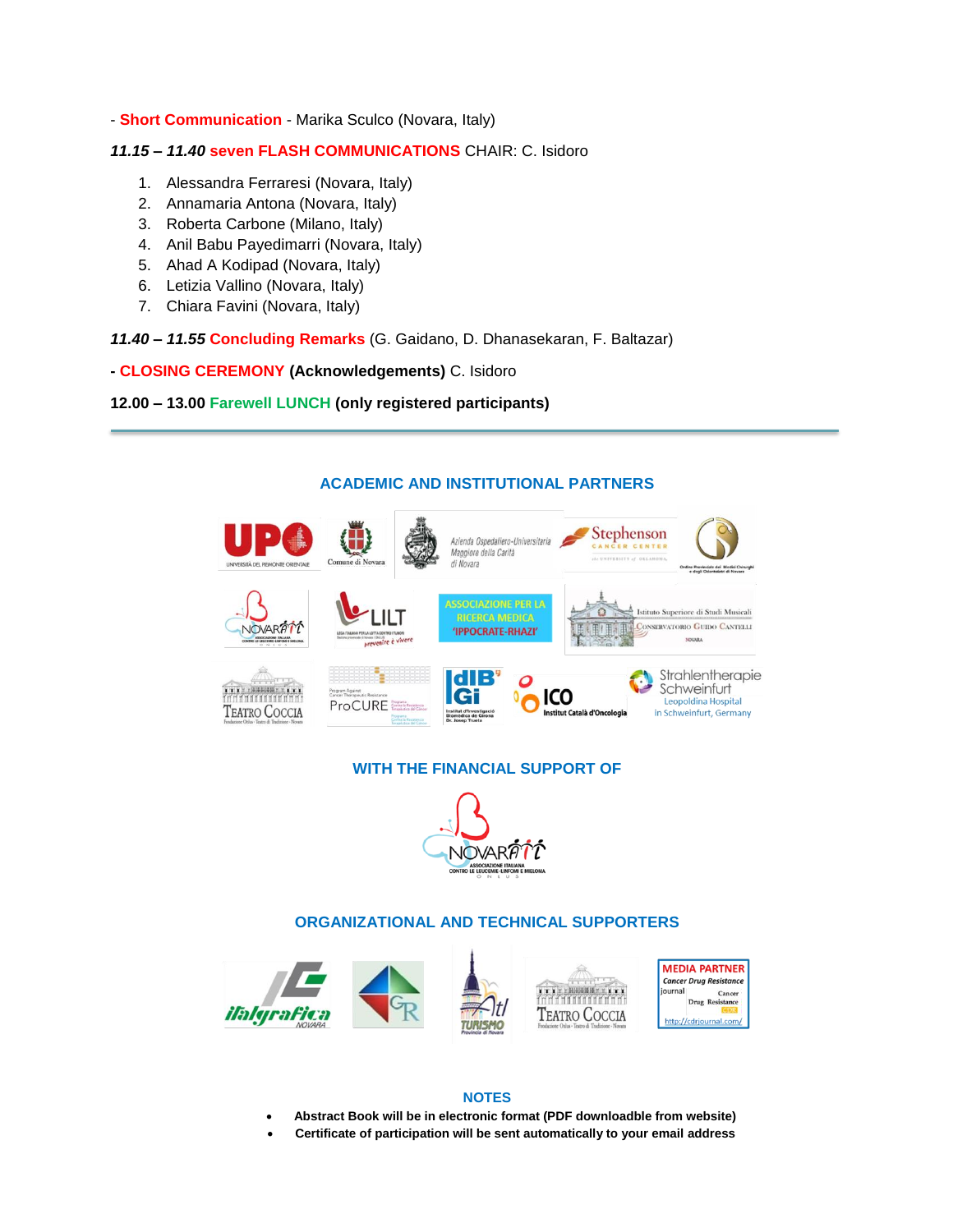- **Short Communication** - Marika Sculco (Novara, Italy)

***11.15 – 11.40*** **seven FLASH COMMUNICATIONS** CHAIR: C. Isidoro

1. Alessandra Ferraresi (Novara, Italy)
2. Annamaria Antona (Novara, Italy)
3. Roberta Carbone (Milano, Italy)
4. Anil Babu Payedimarri (Novara, Italy)
5. Ahad A Kodipad (Novara, Italy)
6. Letizia Vallino (Novara, Italy)
7. Chiara Favini (Novara, Italy)

***11.40 – 11.55*** **Concluding Remarks** (G. Gaidano, D. Dhanasekaran, F. Baltazar)

**- CLOSING CEREMONY (Acknowledgements)** C. Isidoro

**12.00 – 13.00 Farewell LUNCH (only registered participants)**

---

## ACADEMIC AND INSTITUTIONAL PARTNERS

## WITH THE FINANCIAL SUPPORT OF

## ORGANIZATIONAL AND TECHNICAL SUPPORTERS

## NOTES

- **Abstract Book will be in electronic format (PDF downloadble from website)**
- **Certificate of participation will be sent automatically to your email address**